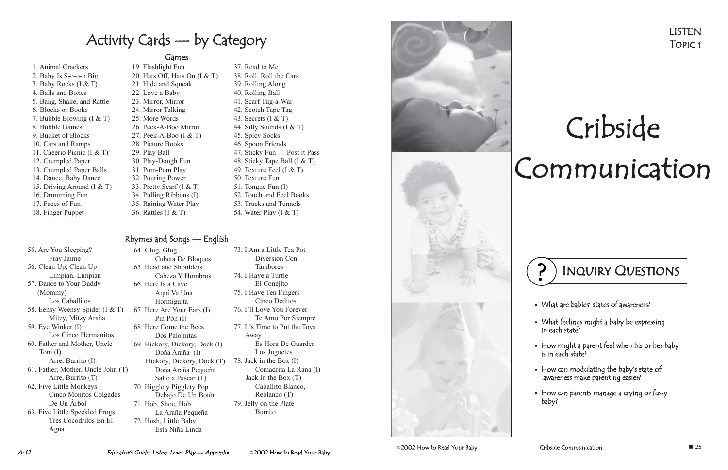# Activity Cards — by Category

## Games

1. Animal Crackers
2. Baby Is S-o-o-o Big!
3. Baby Rocks (I & T)
4. Balls and Boxes
5. Bang, Shake, and Rattle
6. Blocks or Books
7. Bubble Blowing (I & T)
8. Bubble Games
9. Bucket of Blocks
10. Cars and Ramps
11. Cheerio Picnic (I & T)
12. Crumpled Paper
13. Crumpled Paper Balls
14. Dance, Baby Dance
15. Driving Around (I & T)
16. Drumming Fun
17. Faces of Fun
18. Finger Puppet
19. Flashlight Fun
20. Hats Off, Hats On (I & T)
21. Hide and Squeak
22. Love a Baby
23. Mirror, Mirror
24. Mirror Talking
25. More Words
26. Peek-A-Boo Mirror
27. Peek-A-Boo (I & T)
28. Picture Books
29. Play Ball
30. Play-Dough Fun
31. Pom-Pom Play
32. Pouring Power
33. Pretty Scarf (I & T)
34. Pulling Ribbons (I)
35. Raining Water Play
36. Rattles (I & T)
37. Read to Me
38. Roll, Roll the Cars
39. Rolling Along
40. Rolling Ball
41. Scarf Tug-a-War
42. Scotch Tape Tag
43. Secrets (I & T)
44. Silly Sounds (I & T)
45. Spicy Socks
46. Spoon Friends
47. Sticky Fun — Post it Pass
48. Sticky Tape Ball (I & T)
49. Texture Feel (I & T)
50. Texture Fun
51. Tongue Fun (I)
52. Touch and Feel Books
53. Trucks and Tunnels
54. Water Play (I & T)

## Rhymes and Songs — English

55. Are You Sleeping?
    Fray Jaime
56. Clean Up, Clean Up
    Limpian, Limpian
57. Dance to Your Daddy (Mommy)
    Los Caballitos
58. Eensy Weensy Spider (I & T)
    Mitzy, Mitzy Araña
59. Eye Winker (I)
    Los Cinco Hermanitos
60. Father and Mother, Uncle Tom (I)
    Arre, Burrito (I)
61. Father, Mother, Uncle John (T)
    Arre, Burrito (T)
62. Five Little Monkeys
    Cinco Monitos Colgados De Un Árbol
63. Five Little Speckled Frogs
    Tres Cocodrilos En El Agua
64. Glug, Glug
    Cubeta De Bloques
65. Head and Shoulders
    Cabeza Y Hombros
66. Here Is a Cave
    Aquí Va Una Hormiguita
67. Here Are Your Ears (I)
    Pin Pón (I)
68. Here Come the Bees
    Dos Palomitas
69. Hickory, Dickory, Dock (I)
    Doña Araña (I)
    Hickory, Dickory, Dock (T)
    Doña Araña Pequeña Salío a Pasear (T)
70. Higglety Pigglety Pop
    Debajo De Un Botón
71. Hob, Shoe, Hob
    La Araña Pequeña
72. Hush, Little Baby
    Esta Niña Linda
73. I Am a Little Tea Pot
    Diversión Con Tambores
74. I Have a Turtle
    El Conejito
75. I Have Ten Fingers
    Cinco Deditos
76. I'll Love You Forever
    Te Amo Por Siempre
77. It's Time to Put the Toys Away
    Es Hora De Guarder Los Juguetes
78. Jack in the Box (I)
    Comadrita La Rana (I)
    Jack in the Box (T)
    Caballito Blanco, Reblanco (T)
79. Jelly on the Plate
    Burrito

---

LISTEN
TOPIC 1

# Cribside Communication

## ? Inquiry Questions

- What are babies' states of awareness?
- What feelings might a baby be expressing in each state?
- How might a parent feel when his or her baby is in each state?
- How can modulating the baby's state of awareness make parenting easier?
- How can parents manage a crying or fussy baby?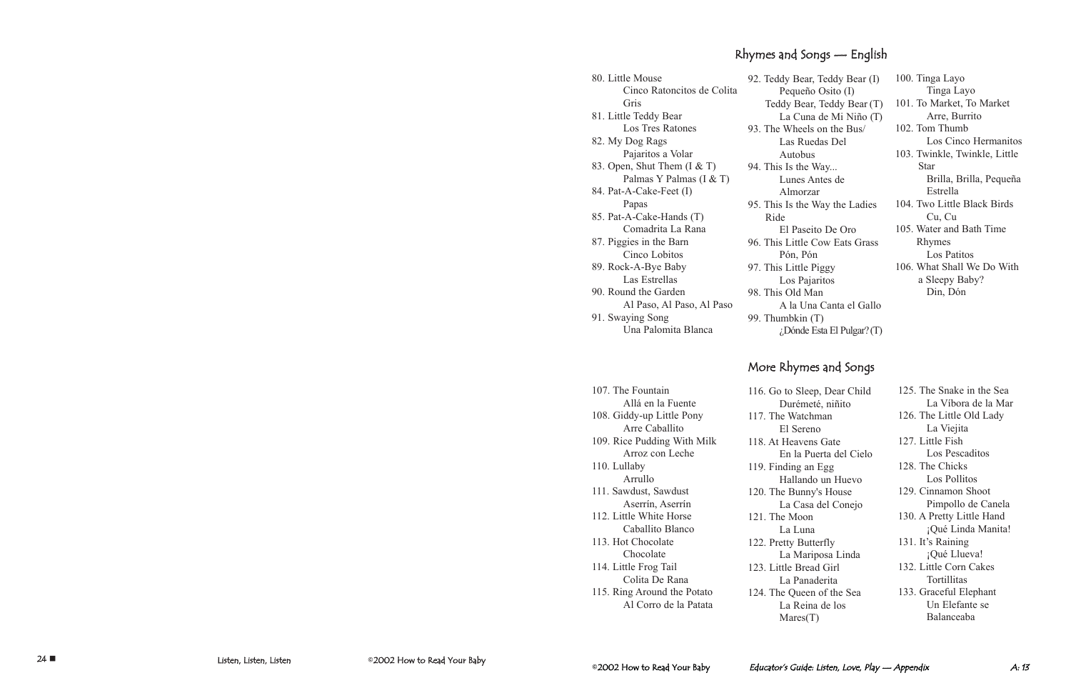## Rhymes and Songs — English

80. Little Mouse
    Cinco Ratoncitos de Colita Gris
81. Little Teddy Bear
    Los Tres Ratones
82. My Dog Rags
    Pajaritos a Volar
83. Open, Shut Them (I & T)
    Palmas Y Palmas (I & T)
84. Pat-A-Cake-Feet (I)
    Papas
85. Pat-A-Cake-Hands (T)
    Comadrita La Rana
87. Piggies in the Barn
    Cinco Lobitos
89. Rock-A-Bye Baby
    Las Estrellas
90. Round the Garden
    Al Paso, Al Paso, Al Paso
91. Swaying Song
    Una Palomita Blanca
92. Teddy Bear, Teddy Bear (I)
    Pequeño Osito (I)
    Teddy Bear, Teddy Bear (T)
    La Cuna de Mi Niño (T)
93. The Wheels on the Bus/
    Las Ruedas Del Autobus
94. This Is the Way...
    Lunes Antes de Almorzar
95. This Is the Way the Ladies Ride
    El Paseito De Oro
96. This Little Cow Eats Grass
    Pón, Pón
97. This Little Piggy
    Los Pajaritos
98. This Old Man
    A la Una Canta el Gallo
99. Thumbkin (T)
    ¿Dónde Esta El Pulgar? (T)
100. Tinga Layo
    Tinga Layo
101. To Market, To Market
    Arre, Burrito
102. Tom Thumb
    Los Cinco Hermanitos
103. Twinkle, Twinkle, Little Star
    Brilla, Brilla, Pequeña Estrella
104. Two Little Black Birds
    Cu, Cu
105. Water and Bath Time Rhymes
    Los Patitos
106. What Shall We Do With a Sleepy Baby?
    Din, Dón

## More Rhymes and Songs

107. The Fountain
    Allá en la Fuente
108. Giddy-up Little Pony
    Arre Caballito
109. Rice Pudding With Milk
    Arroz con Leche
110. Lullaby
    Arrullo
111. Sawdust, Sawdust
    Aserrín, Aserrín
112. Little White Horse
    Caballito Blanco
113. Hot Chocolate
    Chocolate
114. Little Frog Tail
    Colita De Rana
115. Ring Around the Potato
    Al Corro de la Patata
116. Go to Sleep, Dear Child
    Durémeté, niñito
117. The Watchman
    El Sereno
118. At Heavens Gate
    En la Puerta del Cielo
119. Finding an Egg
    Hallando un Huevo
120. The Bunny's House
    La Casa del Conejo
121. The Moon
    La Luna
122. Pretty Butterfly
    La Mariposa Linda
123. Little Bread Girl
    La Panaderita
124. The Queen of the Sea
    La Reina de los Mares(T)
125. The Snake in the Sea
    La Víbora de la Mar
126. The Little Old Lady
    La Viejita
127. Little Fish
    Los Pescaditos
128. The Chicks
    Los Pollitos
129. Cinnamon Shoot
    Pimpollo de Canela
130. A Pretty Little Hand
    ¡Qué Linda Manita!
131. It's Raining
    ¡Qué Llueva!
132. Little Corn Cakes
    Tortillitas
133. Graceful Elephant
    Un Elefante se Balanceaba